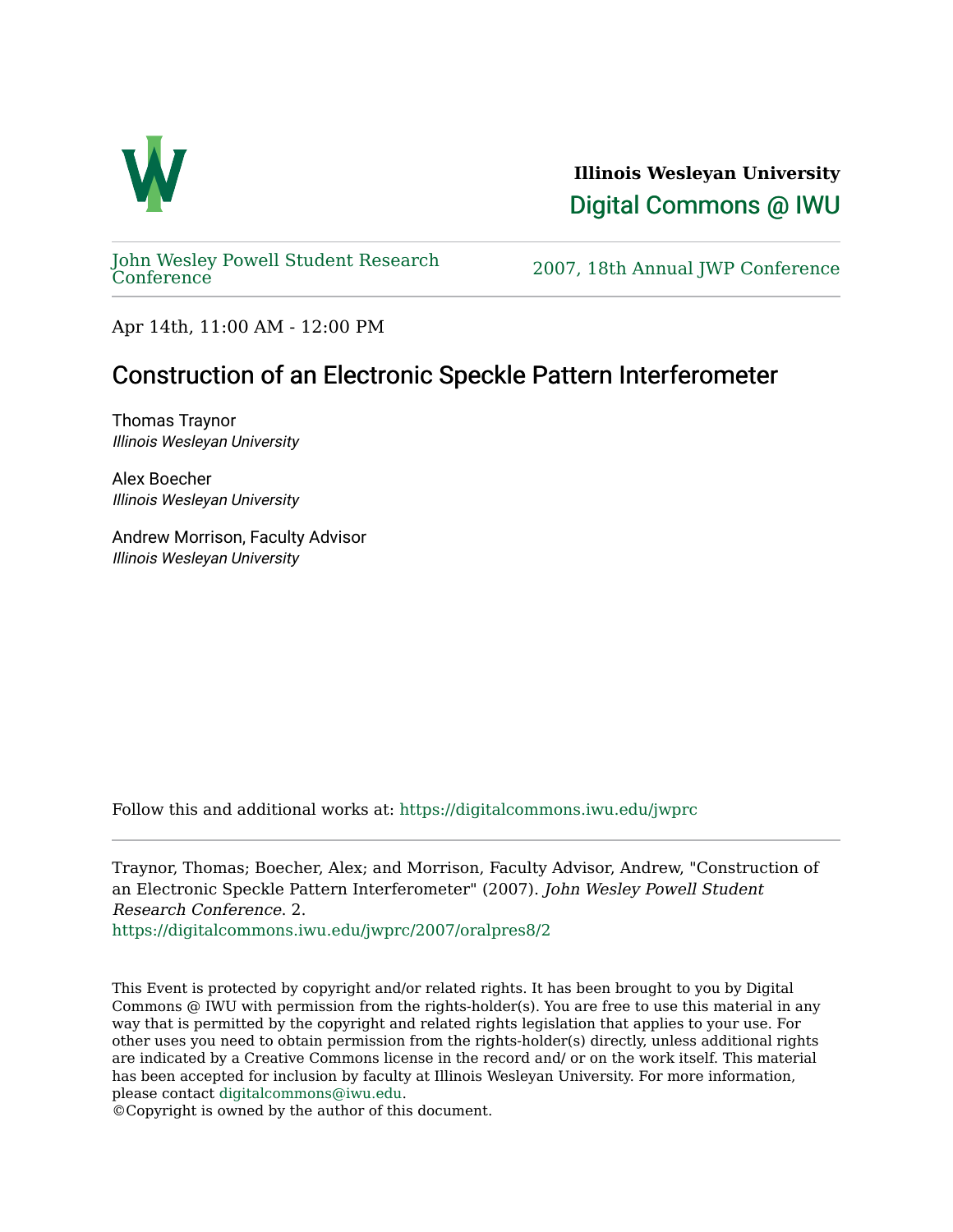**Illinois Wesleyan University**

Digital Commons @ IWU

John Wesley Powell Student Research Conference

2007, 18th Annual JWP Conference

Apr 14th, 11:00 AM - 12:00 PM

# Construction of an Electronic Speckle Pattern Interferometer

Thomas Traynor
*Illinois Wesleyan University*

Alex Boecher
*Illinois Wesleyan University*

Andrew Morrison, Faculty Advisor
*Illinois Wesleyan University*

Follow this and additional works at: https://digitalcommons.iwu.edu/jwprc

Traynor, Thomas; Boecher, Alex; and Morrison, Faculty Advisor, Andrew, "Construction of an Electronic Speckle Pattern Interferometer" (2007). *John Wesley Powell Student Research Conference*. 2.
https://digitalcommons.iwu.edu/jwprc/2007/oralpres8/2

This Event is protected by copyright and/or related rights. It has been brought to you by Digital Commons @ IWU with permission from the rights-holder(s). You are free to use this material in any way that is permitted by the copyright and related rights legislation that applies to your use. For other uses you need to obtain permission from the rights-holder(s) directly, unless additional rights are indicated by a Creative Commons license in the record and/ or on the work itself. This material has been accepted for inclusion by faculty at Illinois Wesleyan University. For more information, please contact digitalcommons@iwu.edu.
©Copyright is owned by the author of this document.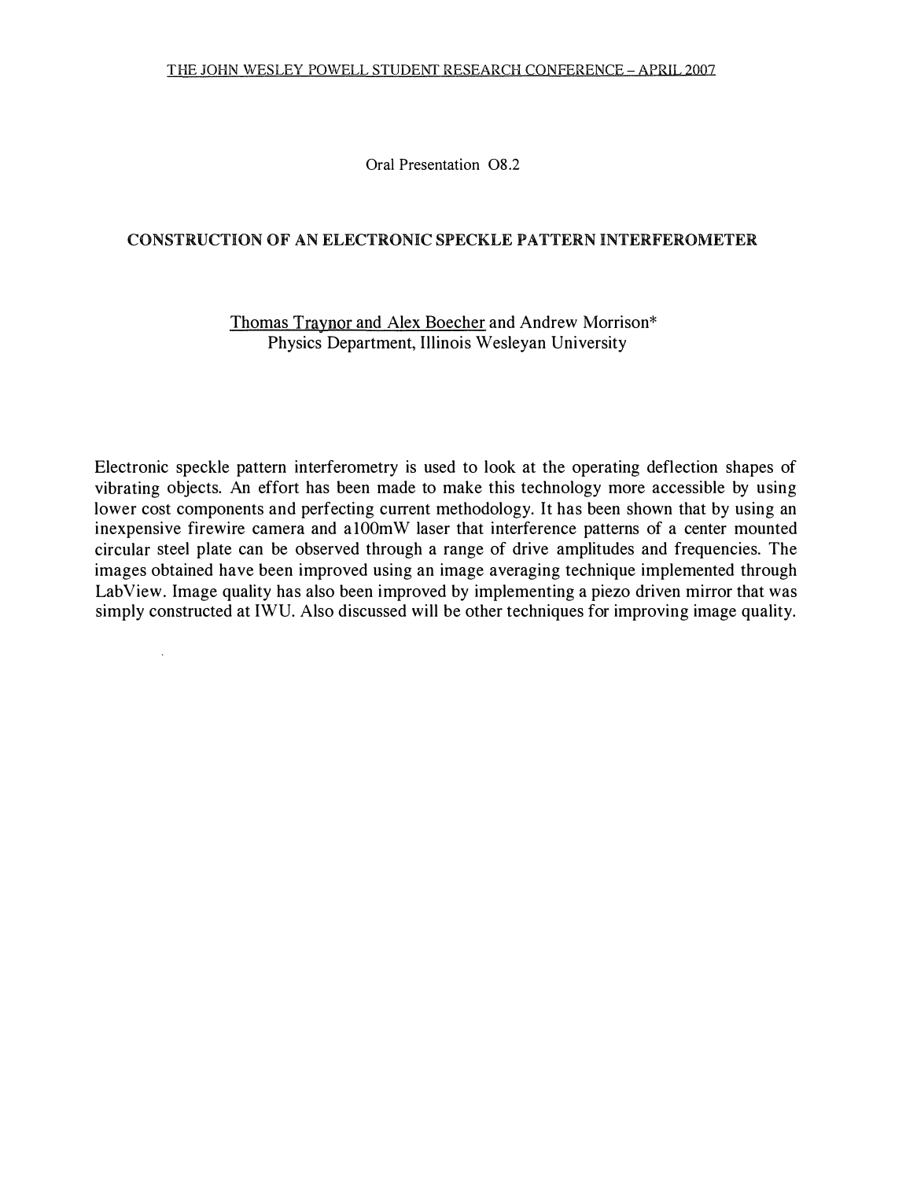Oral Presentation O8.2

## CONSTRUCTION OF AN ELECTRONIC SPECKLE PATTERN INTERFEROMETER

Thomas Traynor and Alex Boecher and Andrew Morrison*
Physics Department, Illinois Wesleyan University

Electronic speckle pattern interferometry is used to look at the operating deflection shapes of vibrating objects. An effort has been made to make this technology more accessible by using lower cost components and perfecting current methodology. It has been shown that by using an inexpensive firewire camera and a100mW laser that interference patterns of a center mounted circular steel plate can be observed through a range of drive amplitudes and frequencies. The images obtained have been improved using an image averaging technique implemented through LabView. Image quality has also been improved by implementing a piezo driven mirror that was simply constructed at IWU. Also discussed will be other techniques for improving image quality.